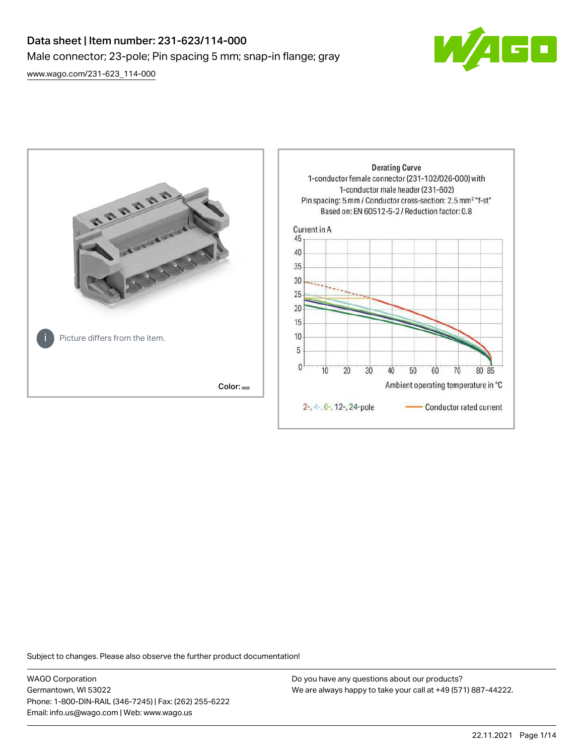# Data sheet | Item number: 231-623/114-000

Male connector; 23-pole; Pin spacing 5 mm; snap-in flange; gray

www.wago.com/231-623_114-000

Picture differs from the item.

Color:

Derating Curve

1-conductor female connector (231-102/026-000) with 1-conductor male header (231-602)

Pin spacing: 5 mm / Conductor cross-section: 2.5 mm² "f-st"

Based on: EN 60512-5-2 / Reduction factor: 0.8

Current in A

Ambient operating temperature in °C

2-, 4-, 6-, 12-, 24-pole — Conductor rated current

Subject to changes. Please also observe the further product documentation!

WAGO Corporation
Germantown, WI 53022
Phone: 1-800-DIN-RAIL (346-7245) | Fax: (262) 255-6222
Email: info.us@wago.com | Web: www.wago.us

Do you have any questions about our products?
We are always happy to take your call at +49 (571) 887-44222.

22.11.2021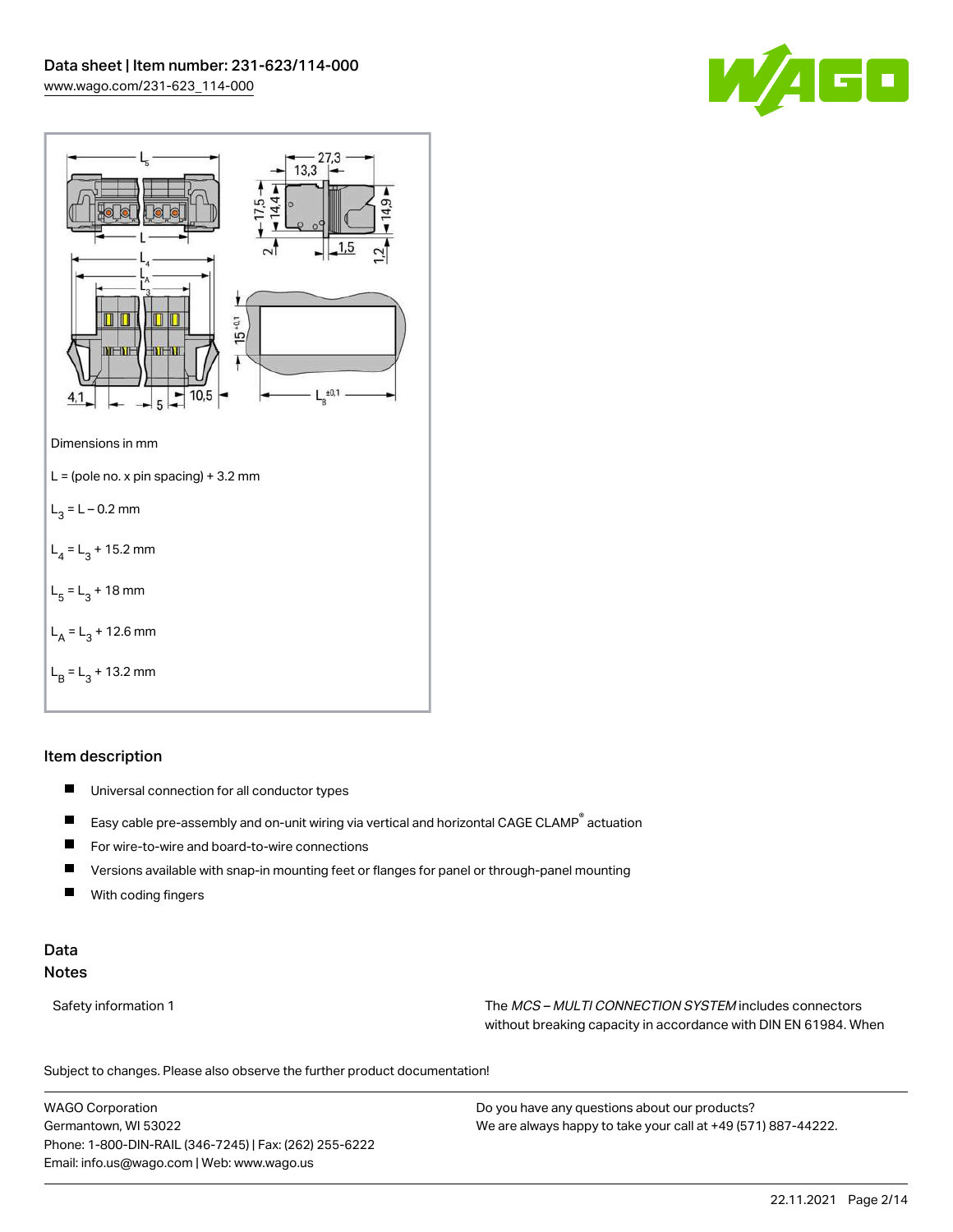Dimensions in mm

L = (pole no. x pin spacing) + 3.2 mm

$L_3$ = L – 0.2 mm

$L_4$ = $L_3$ + 15.2 mm

$L_5$ = $L_3$ + 18 mm

$L_A$ = $L_3$ + 12.6 mm

$L_B$ = $L_3$ + 13.2 mm

## Item description

- Universal connection for all conductor types
- Easy cable pre-assembly and on-unit wiring via vertical and horizontal CAGE CLAMP® actuation
- For wire-to-wire and board-to-wire connections
- Versions available with snap-in mounting feet or flanges for panel or through-panel mounting
- With coding fingers

## Data

### Notes

| | |
|---|---|
| Safety information 1 | The *MCS – MULTI CONNECTION SYSTEM* includes connectors without breaking capacity in accordance with DIN EN 61984. When |

Subject to changes. Please also observe the further product documentation!

WAGO Corporation
Germantown, WI 53022
Phone: 1-800-DIN-RAIL (346-7245) | Fax: (262) 255-6222
Email: info.us@wago.com | Web: www.wago.us

Do you have any questions about our products?
We are always happy to take your call at +49 (571) 887-44222.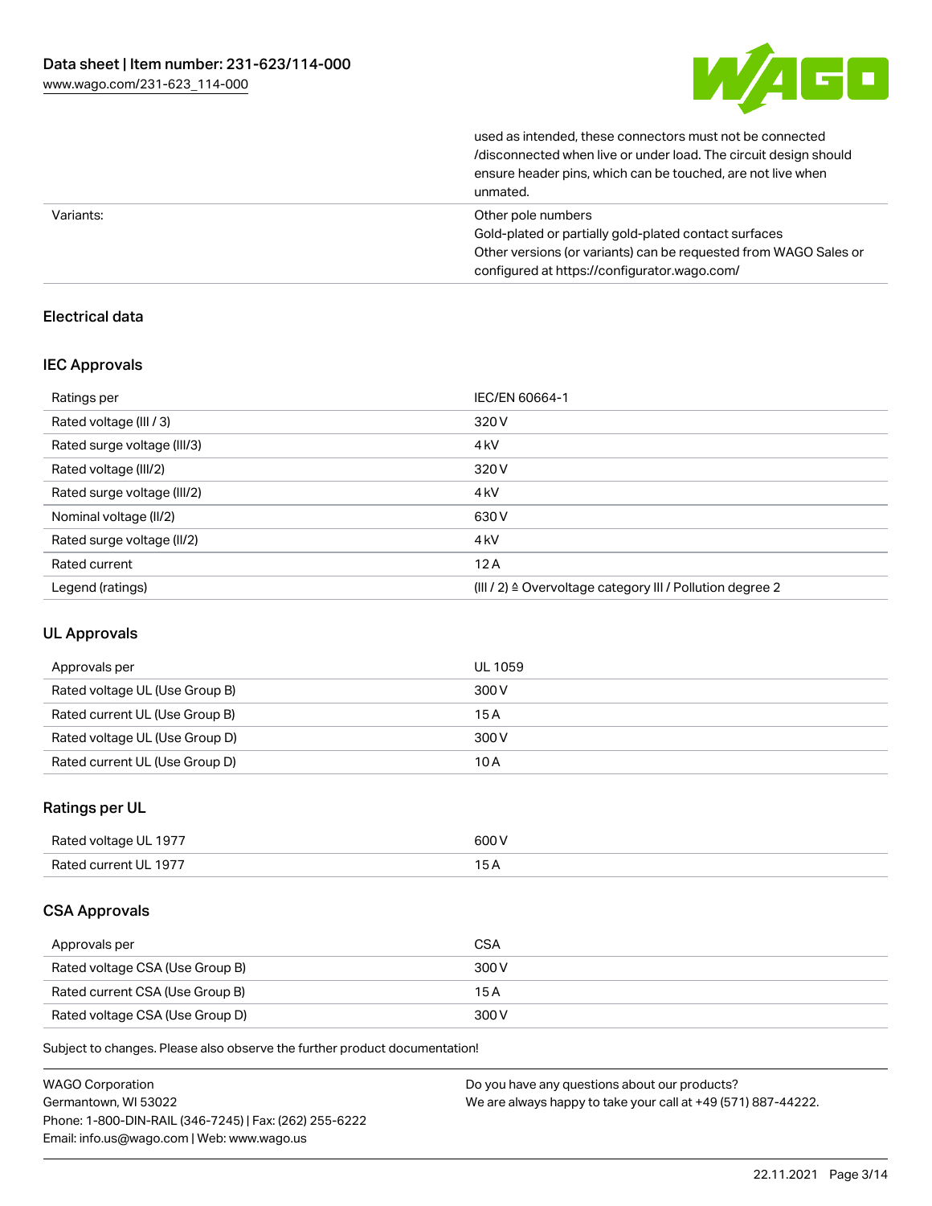| | |
|---|---|
| | used as intended, these connectors must not be connected /disconnected when live or under load. The circuit design should ensure header pins, which can be touched, are not live when unmated. |
| Variants: | Other pole numbers<br>Gold-plated or partially gold-plated contact surfaces<br>Other versions (or variants) can be requested from WAGO Sales or configured at https://configurator.wago.com/ |

## Electrical data

### IEC Approvals

| | |
|---|---|
| Ratings per | IEC/EN 60664-1 |
| Rated voltage (III / 3) | 320 V |
| Rated surge voltage (III/3) | 4 kV |
| Rated voltage (III/2) | 320 V |
| Rated surge voltage (III/2) | 4 kV |
| Nominal voltage (II/2) | 630 V |
| Rated surge voltage (II/2) | 4 kV |
| Rated current | 12 A |
| Legend (ratings) | (III / 2) ≙ Overvoltage category III / Pollution degree 2 |

### UL Approvals

| | |
|---|---|
| Approvals per | UL 1059 |
| Rated voltage UL (Use Group B) | 300 V |
| Rated current UL (Use Group B) | 15 A |
| Rated voltage UL (Use Group D) | 300 V |
| Rated current UL (Use Group D) | 10 A |

### Ratings per UL

| | |
|---|---|
| Rated voltage UL 1977 | 600 V |
| Rated current UL 1977 | 15 A |

### CSA Approvals

| | |
|---|---|
| Approvals per | CSA |
| Rated voltage CSA (Use Group B) | 300 V |
| Rated current CSA (Use Group B) | 15 A |
| Rated voltage CSA (Use Group D) | 300 V |

Subject to changes. Please also observe the further product documentation!

WAGO Corporation
Germantown, WI 53022
Phone: 1-800-DIN-RAIL (346-7245) | Fax: (262) 255-6222
Email: info.us@wago.com | Web: www.wago.us

Do you have any questions about our products?
We are always happy to take your call at +49 (571) 887-44222.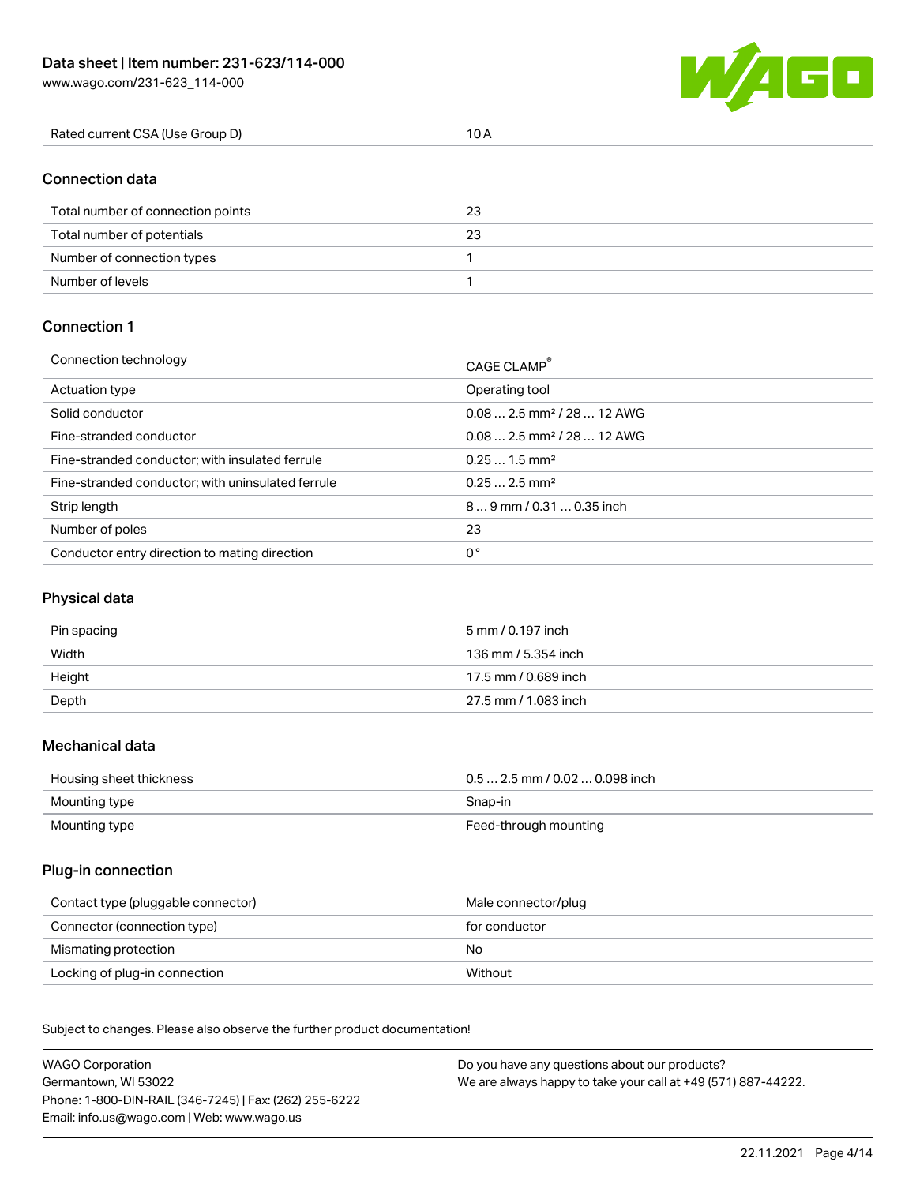| Rated current CSA (Use Group D) | 10 A |
|---|---|

## Connection data

| Total number of connection points | 23 |
|---|---|
| Total number of potentials | 23 |
| Number of connection types | 1 |
| Number of levels | 1 |

## Connection 1

| Connection technology | CAGE CLAMP® |
|---|---|
| Actuation type | Operating tool |
| Solid conductor | 0.08 … 2.5 mm² / 28 … 12 AWG |
| Fine-stranded conductor | 0.08 … 2.5 mm² / 28 … 12 AWG |
| Fine-stranded conductor; with insulated ferrule | 0.25 … 1.5 mm² |
| Fine-stranded conductor; with uninsulated ferrule | 0.25 … 2.5 mm² |
| Strip length | 8 … 9 mm / 0.31 … 0.35 inch |
| Number of poles | 23 |
| Conductor entry direction to mating direction | 0 ° |

## Physical data

| Pin spacing | 5 mm / 0.197 inch |
|---|---|
| Width | 136 mm / 5.354 inch |
| Height | 17.5 mm / 0.689 inch |
| Depth | 27.5 mm / 1.083 inch |

## Mechanical data

| Housing sheet thickness | 0.5 … 2.5 mm / 0.02 … 0.098 inch |
|---|---|
| Mounting type | Snap-in |
| Mounting type | Feed-through mounting |

## Plug-in connection

| Contact type (pluggable connector) | Male connector/plug |
|---|---|
| Connector (connection type) | for conductor |
| Mismating protection | No |
| Locking of plug-in connection | Without |

Subject to changes. Please also observe the further product documentation!

WAGO Corporation
Germantown, WI 53022
Phone: 1-800-DIN-RAIL (346-7245) | Fax: (262) 255-6222
Email: info.us@wago.com | Web: www.wago.us

Do you have any questions about our products?
We are always happy to take your call at +49 (571) 887-44222.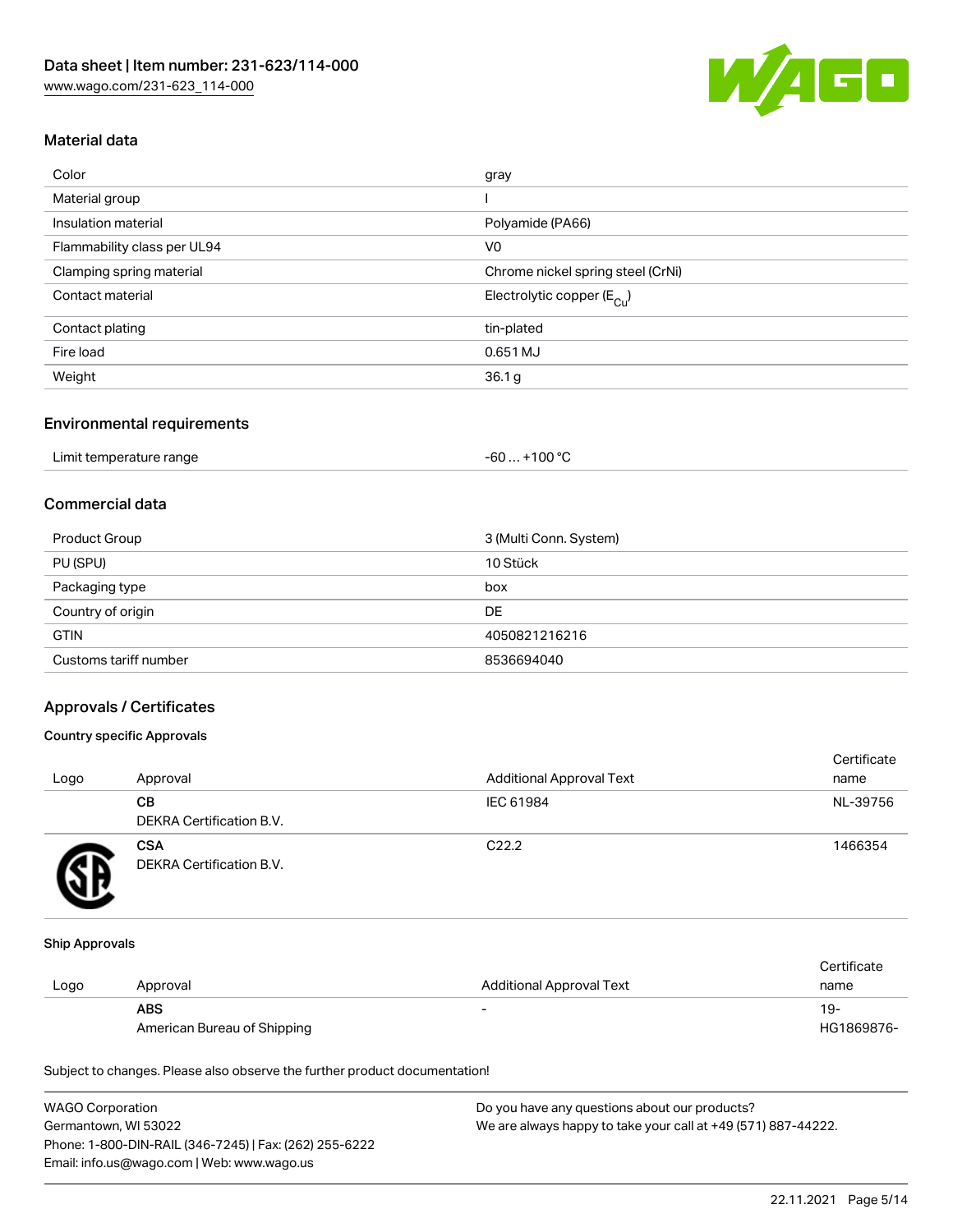## Material data

| | |
|---|---|
| Color | gray |
| Material group | I |
| Insulation material | Polyamide (PA66) |
| Flammability class per UL94 | V0 |
| Clamping spring material | Chrome nickel spring steel (CrNi) |
| Contact material | Electrolytic copper ($E_{Cu}$) |
| Contact plating | tin-plated |
| Fire load | 0.651 MJ |
| Weight | 36.1 g |

## Environmental requirements

| | |
|---|---|
| Limit temperature range | -60 … +100 °C |

## Commercial data

| | |
|---|---|
| Product Group | 3 (Multi Conn. System) |
| PU (SPU) | 10 Stück |
| Packaging type | box |
| Country of origin | DE |
| GTIN | 4050821216216 |
| Customs tariff number | 8536694040 |

## Approvals / Certificates

### Country specific Approvals

| Logo | Approval | Additional Approval Text | Certificate name |
|---|---|---|---|
| | **CB** DEKRA Certification B.V. | IEC 61984 | NL-39756 |
| | **CSA** DEKRA Certification B.V. | C22.2 | 1466354 |

### Ship Approvals

| Logo | Approval | Additional Approval Text | Certificate name |
|---|---|---|---|
| | **ABS** American Bureau of Shipping | - | 19-HG1869876- |

Subject to changes. Please also observe the further product documentation!

WAGO Corporation
Germantown, WI 53022
Phone: 1-800-DIN-RAIL (346-7245) | Fax: (262) 255-6222
Email: info.us@wago.com | Web: www.wago.us

Do you have any questions about our products?
We are always happy to take your call at +49 (571) 887-44222.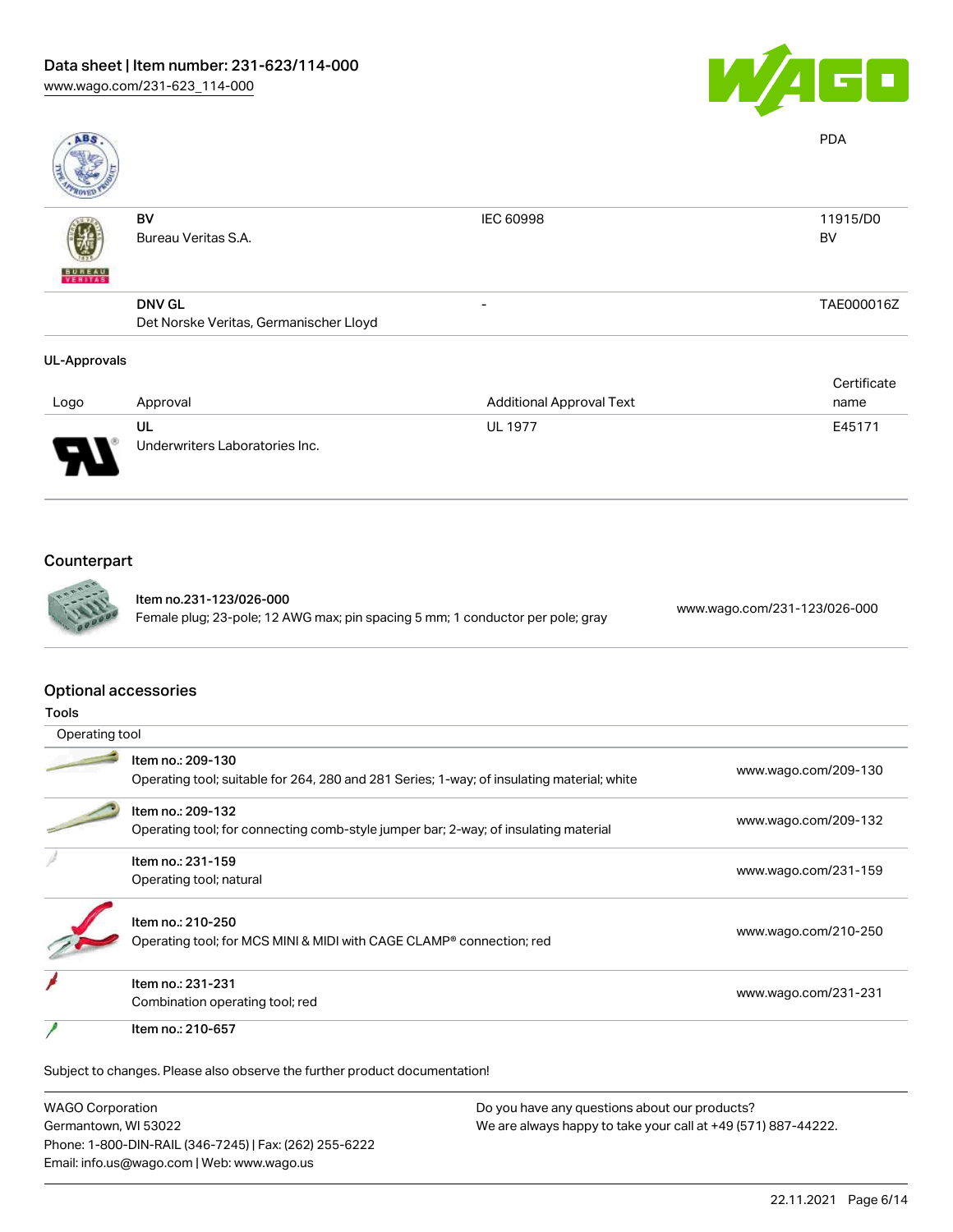| | | | |
|---|---|---|---|
| | | | PDA |
| | **BV**<br>Bureau Veritas S.A. | IEC 60998 | 11915/D0<br>BV |
| | **DNV GL**<br>Det Norske Veritas, Germanischer Lloyd | - | TAE000016Z |

**UL-Approvals**

| Logo | Approval | Additional Approval Text | Certificate name |
|---|---|---|---|
| | **UL**<br>Underwriters Laboratories Inc. | UL 1977 | E45171 |

## Counterpart

| | |
|---|---|
| **Item no.231-123/026-000**<br>Female plug; 23-pole; 12 AWG max; pin spacing 5 mm; 1 conductor per pole; gray | www.wago.com/231-123/026-000 |

## Optional accessories

**Tools**

| Operating tool | |
|---|---|
| Item no.: 209-130<br>Operating tool; suitable for 264, 280 and 281 Series; 1-way; of insulating material; white | www.wago.com/209-130 |
| Item no.: 209-132<br>Operating tool; for connecting comb-style jumper bar; 2-way; of insulating material | www.wago.com/209-132 |
| Item no.: 231-159<br>Operating tool; natural | www.wago.com/231-159 |
| Item no.: 210-250<br>Operating tool; for MCS MINI & MIDI with CAGE CLAMP® connection; red | www.wago.com/210-250 |
| Item no.: 231-231<br>Combination operating tool; red | www.wago.com/231-231 |
| Item no.: 210-657 | |

Subject to changes. Please also observe the further product documentation!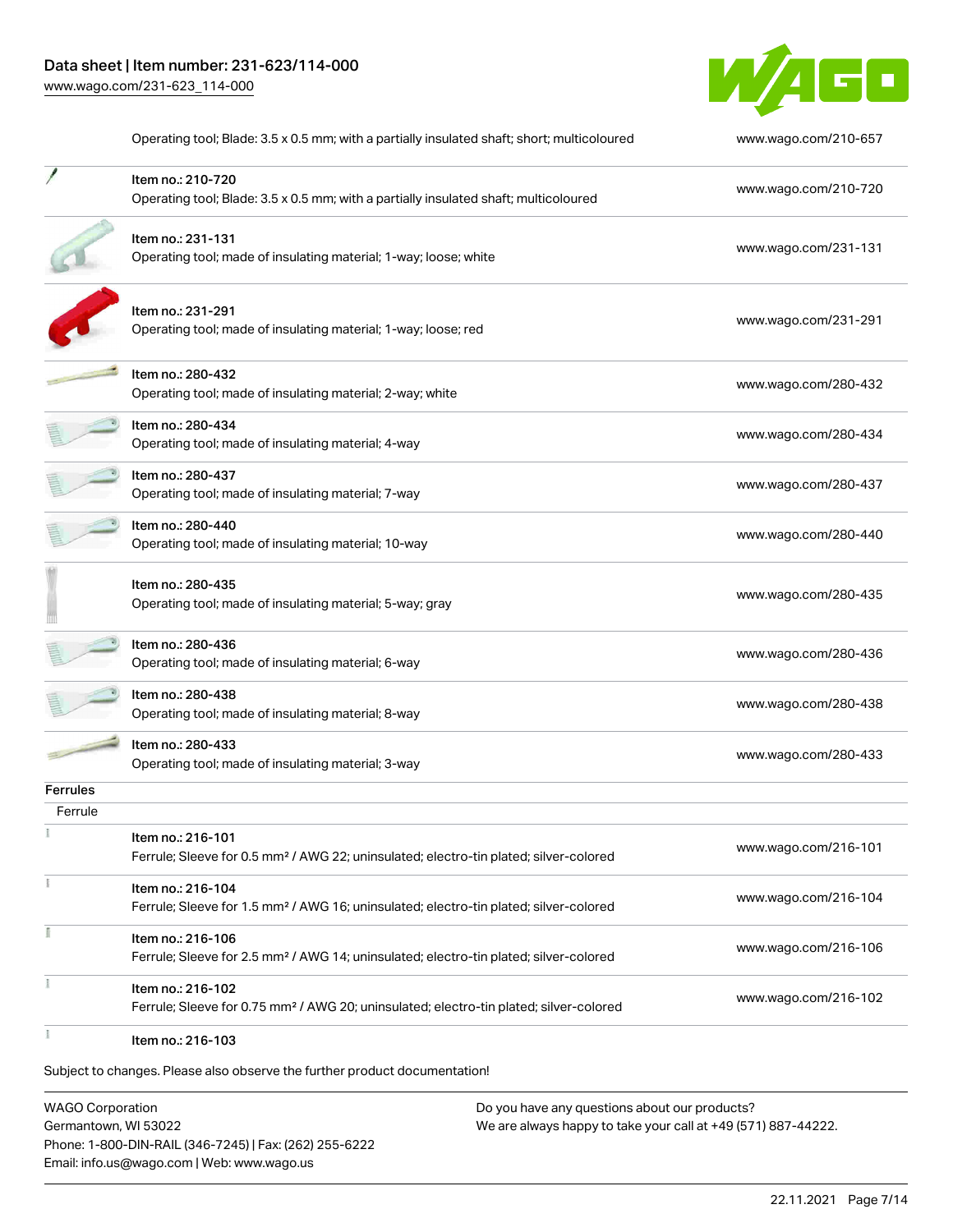| | | |
|---|---|---|
| | Operating tool; Blade: 3.5 x 0.5 mm; with a partially insulated shaft; short; multicoloured | www.wago.com/210-657 |
| | Item no.: 210-720<br>Operating tool; Blade: 3.5 x 0.5 mm; with a partially insulated shaft; multicoloured | www.wago.com/210-720 |
| | Item no.: 231-131<br>Operating tool; made of insulating material; 1-way; loose; white | www.wago.com/231-131 |
| | Item no.: 231-291<br>Operating tool; made of insulating material; 1-way; loose; red | www.wago.com/231-291 |
| | Item no.: 280-432<br>Operating tool; made of insulating material; 2-way; white | www.wago.com/280-432 |
| | Item no.: 280-434<br>Operating tool; made of insulating material; 4-way | www.wago.com/280-434 |
| | Item no.: 280-437<br>Operating tool; made of insulating material; 7-way | www.wago.com/280-437 |
| | Item no.: 280-440<br>Operating tool; made of insulating material; 10-way | www.wago.com/280-440 |
| | Item no.: 280-435<br>Operating tool; made of insulating material; 5-way; gray | www.wago.com/280-435 |
| | Item no.: 280-436<br>Operating tool; made of insulating material; 6-way | www.wago.com/280-436 |
| | Item no.: 280-438<br>Operating tool; made of insulating material; 8-way | www.wago.com/280-438 |
| | Item no.: 280-433<br>Operating tool; made of insulating material; 3-way | www.wago.com/280-433 |

**Ferrules**

Ferrule

| | | |
|---|---|---|
| | Item no.: 216-101<br>Ferrule; Sleeve for 0.5 mm² / AWG 22; uninsulated; electro-tin plated; silver-colored | www.wago.com/216-101 |
| | Item no.: 216-104<br>Ferrule; Sleeve for 1.5 mm² / AWG 16; uninsulated; electro-tin plated; silver-colored | www.wago.com/216-104 |
| | Item no.: 216-106<br>Ferrule; Sleeve for 2.5 mm² / AWG 14; uninsulated; electro-tin plated; silver-colored | www.wago.com/216-106 |
| | Item no.: 216-102<br>Ferrule; Sleeve for 0.75 mm² / AWG 20; uninsulated; electro-tin plated; silver-colored | www.wago.com/216-102 |
| | Item no.: 216-103 | |

Subject to changes. Please also observe the further product documentation!

WAGO Corporation
Germantown, WI 53022
Phone: 1-800-DIN-RAIL (346-7245) | Fax: (262) 255-6222
Email: info.us@wago.com | Web: www.wago.us

Do you have any questions about our products?
We are always happy to take your call at +49 (571) 887-44222.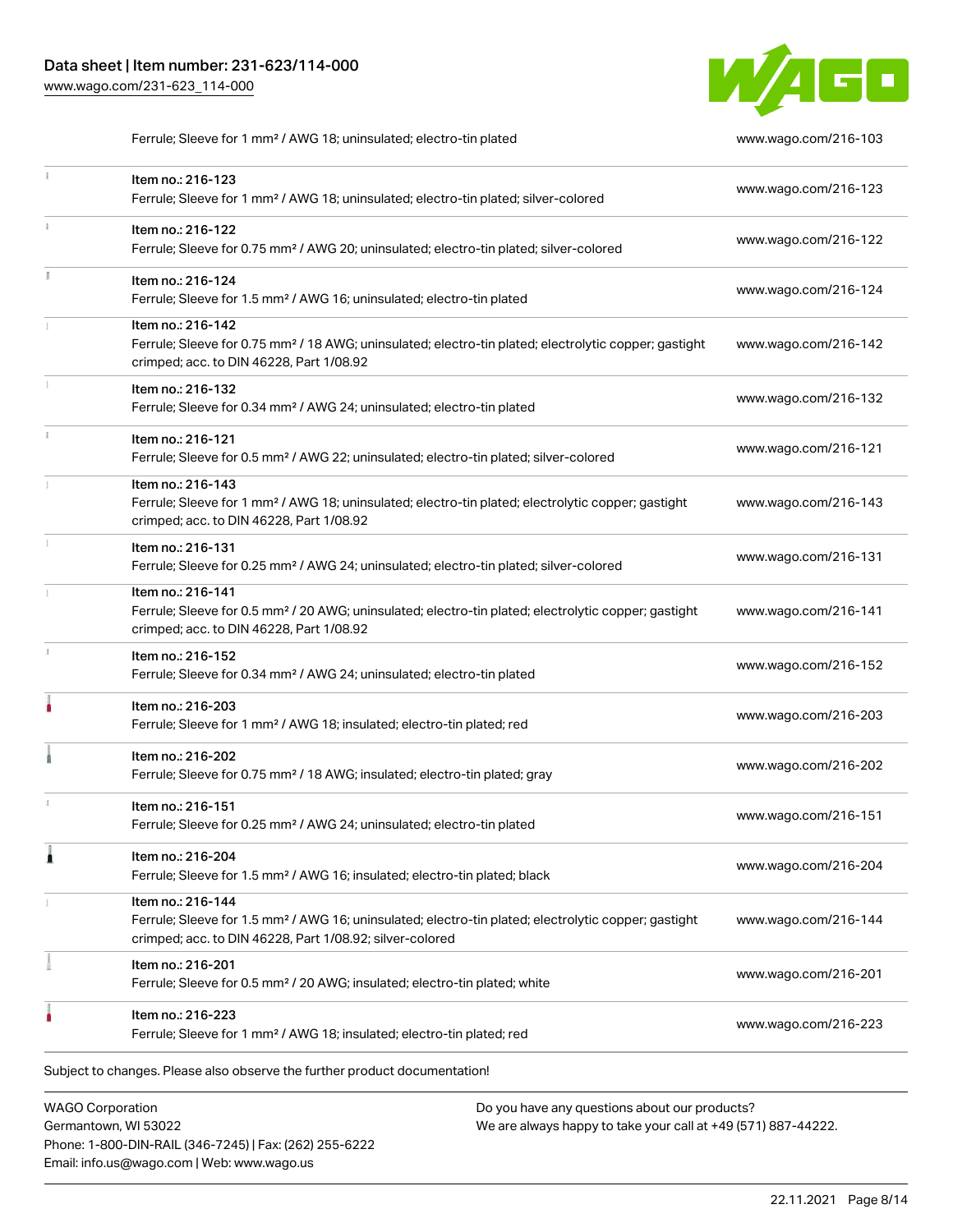| | | |
|---|---|---|
| | Ferrule; Sleeve for 1 mm² / AWG 18; uninsulated; electro-tin plated | www.wago.com/216-103 |
| | Item no.: 216-123<br>Ferrule; Sleeve for 1 mm² / AWG 18; uninsulated; electro-tin plated; silver-colored | www.wago.com/216-123 |
| | Item no.: 216-122<br>Ferrule; Sleeve for 0.75 mm² / AWG 20; uninsulated; electro-tin plated; silver-colored | www.wago.com/216-122 |
| | Item no.: 216-124<br>Ferrule; Sleeve for 1.5 mm² / AWG 16; uninsulated; electro-tin plated | www.wago.com/216-124 |
| | Item no.: 216-142<br>Ferrule; Sleeve for 0.75 mm² / 18 AWG; uninsulated; electro-tin plated; electrolytic copper; gastight crimped; acc. to DIN 46228, Part 1/08.92 | www.wago.com/216-142 |
| | Item no.: 216-132<br>Ferrule; Sleeve for 0.34 mm² / AWG 24; uninsulated; electro-tin plated | www.wago.com/216-132 |
| | Item no.: 216-121<br>Ferrule; Sleeve for 0.5 mm² / AWG 22; uninsulated; electro-tin plated; silver-colored | www.wago.com/216-121 |
| | Item no.: 216-143<br>Ferrule; Sleeve for 1 mm² / AWG 18; uninsulated; electro-tin plated; electrolytic copper; gastight crimped; acc. to DIN 46228, Part 1/08.92 | www.wago.com/216-143 |
| | Item no.: 216-131<br>Ferrule; Sleeve for 0.25 mm² / AWG 24; uninsulated; electro-tin plated; silver-colored | www.wago.com/216-131 |
| | Item no.: 216-141<br>Ferrule; Sleeve for 0.5 mm² / 20 AWG; uninsulated; electro-tin plated; electrolytic copper; gastight crimped; acc. to DIN 46228, Part 1/08.92 | www.wago.com/216-141 |
| | Item no.: 216-152<br>Ferrule; Sleeve for 0.34 mm² / AWG 24; uninsulated; electro-tin plated | www.wago.com/216-152 |
| | Item no.: 216-203<br>Ferrule; Sleeve for 1 mm² / AWG 18; insulated; electro-tin plated; red | www.wago.com/216-203 |
| | Item no.: 216-202<br>Ferrule; Sleeve for 0.75 mm² / 18 AWG; insulated; electro-tin plated; gray | www.wago.com/216-202 |
| | Item no.: 216-151<br>Ferrule; Sleeve for 0.25 mm² / AWG 24; uninsulated; electro-tin plated | www.wago.com/216-151 |
| | Item no.: 216-204<br>Ferrule; Sleeve for 1.5 mm² / AWG 16; insulated; electro-tin plated; black | www.wago.com/216-204 |
| | Item no.: 216-144<br>Ferrule; Sleeve for 1.5 mm² / AWG 16; uninsulated; electro-tin plated; electrolytic copper; gastight crimped; acc. to DIN 46228, Part 1/08.92; silver-colored | www.wago.com/216-144 |
| | Item no.: 216-201<br>Ferrule; Sleeve for 0.5 mm² / 20 AWG; insulated; electro-tin plated; white | www.wago.com/216-201 |
| | Item no.: 216-223<br>Ferrule; Sleeve for 1 mm² / AWG 18; insulated; electro-tin plated; red | www.wago.com/216-223 |

Subject to changes. Please also observe the further product documentation!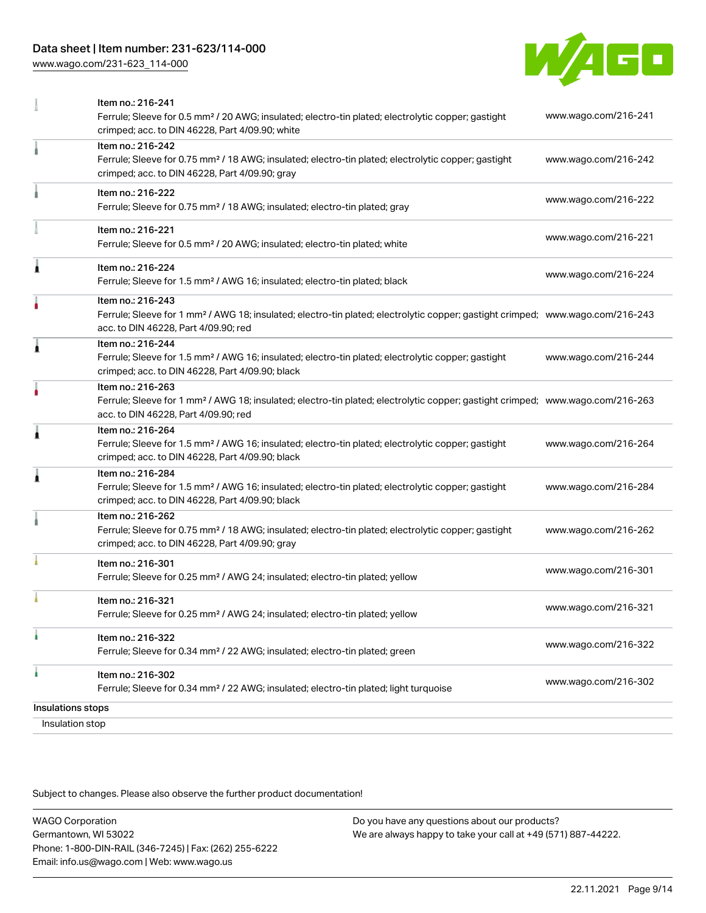| | | |
|---|---|---|
| | Item no.: 216-241<br>Ferrule; Sleeve for 0.5 mm² / 20 AWG; insulated; electro-tin plated; electrolytic copper; gastight crimped; acc. to DIN 46228, Part 4/09.90; white | www.wago.com/216-241 |
| | Item no.: 216-242<br>Ferrule; Sleeve for 0.75 mm² / 18 AWG; insulated; electro-tin plated; electrolytic copper; gastight crimped; acc. to DIN 46228, Part 4/09.90; gray | www.wago.com/216-242 |
| | Item no.: 216-222<br>Ferrule; Sleeve for 0.75 mm² / 18 AWG; insulated; electro-tin plated; gray | www.wago.com/216-222 |
| | Item no.: 216-221<br>Ferrule; Sleeve for 0.5 mm² / 20 AWG; insulated; electro-tin plated; white | www.wago.com/216-221 |
| | Item no.: 216-224<br>Ferrule; Sleeve for 1.5 mm² / AWG 16; insulated; electro-tin plated; black | www.wago.com/216-224 |
| | Item no.: 216-243<br>Ferrule; Sleeve for 1 mm² / AWG 18; insulated; electro-tin plated; electrolytic copper; gastight crimped; acc. to DIN 46228, Part 4/09.90; red | www.wago.com/216-243 |
| | Item no.: 216-244<br>Ferrule; Sleeve for 1.5 mm² / AWG 16; insulated; electro-tin plated; electrolytic copper; gastight crimped; acc. to DIN 46228, Part 4/09.90; black | www.wago.com/216-244 |
| | Item no.: 216-263<br>Ferrule; Sleeve for 1 mm² / AWG 18; insulated; electro-tin plated; electrolytic copper; gastight crimped; acc. to DIN 46228, Part 4/09.90; red | www.wago.com/216-263 |
| | Item no.: 216-264<br>Ferrule; Sleeve for 1.5 mm² / AWG 16; insulated; electro-tin plated; electrolytic copper; gastight crimped; acc. to DIN 46228, Part 4/09.90; black | www.wago.com/216-264 |
| | Item no.: 216-284<br>Ferrule; Sleeve for 1.5 mm² / AWG 16; insulated; electro-tin plated; electrolytic copper; gastight crimped; acc. to DIN 46228, Part 4/09.90; black | www.wago.com/216-284 |
| | Item no.: 216-262<br>Ferrule; Sleeve for 0.75 mm² / 18 AWG; insulated; electro-tin plated; electrolytic copper; gastight crimped; acc. to DIN 46228, Part 4/09.90; gray | www.wago.com/216-262 |
| | Item no.: 216-301<br>Ferrule; Sleeve for 0.25 mm² / AWG 24; insulated; electro-tin plated; yellow | www.wago.com/216-301 |
| | Item no.: 216-321<br>Ferrule; Sleeve for 0.25 mm² / AWG 24; insulated; electro-tin plated; yellow | www.wago.com/216-321 |
| | Item no.: 216-322<br>Ferrule; Sleeve for 0.34 mm² / 22 AWG; insulated; electro-tin plated; green | www.wago.com/216-322 |
| | Item no.: 216-302<br>Ferrule; Sleeve for 0.34 mm² / 22 AWG; insulated; electro-tin plated; light turquoise | www.wago.com/216-302 |

Insulations stops

Insulation stop

Subject to changes. Please also observe the further product documentation!

WAGO Corporation
Germantown, WI 53022
Phone: 1-800-DIN-RAIL (346-7245) | Fax: (262) 255-6222
Email: info.us@wago.com | Web: www.wago.us

Do you have any questions about our products?
We are always happy to take your call at +49 (571) 887-44222.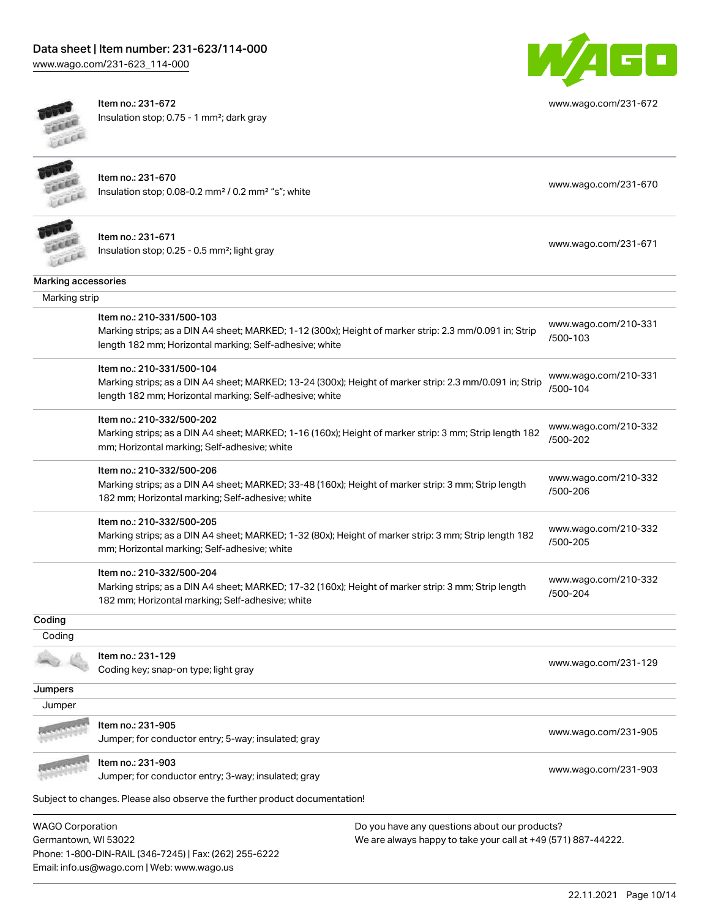Item no.: 231-672
Insulation stop; 0.75 - 1 mm²; dark gray
www.wago.com/231-672

Item no.: 231-670
Insulation stop; 0.08-0.2 mm² / 0.2 mm² "s"; white
www.wago.com/231-670

Item no.: 231-671
Insulation stop; 0.25 - 0.5 mm²; light gray
www.wago.com/231-671

## Marking accessories

### Marking strip

Item no.: 210-331/500-103
Marking strips; as a DIN A4 sheet; MARKED; 1-12 (300x); Height of marker strip: 2.3 mm/0.091 in; Strip length 182 mm; Horizontal marking; Self-adhesive; white
www.wago.com/210-331/500-103

Item no.: 210-331/500-104
Marking strips; as a DIN A4 sheet; MARKED; 13-24 (300x); Height of marker strip: 2.3 mm/0.091 in; Strip length 182 mm; Horizontal marking; Self-adhesive; white
www.wago.com/210-331/500-104

Item no.: 210-332/500-202
Marking strips; as a DIN A4 sheet; MARKED; 1-16 (160x); Height of marker strip: 3 mm; Strip length 182 mm; Horizontal marking; Self-adhesive; white
www.wago.com/210-332/500-202

Item no.: 210-332/500-206
Marking strips; as a DIN A4 sheet; MARKED; 33-48 (160x); Height of marker strip: 3 mm; Strip length 182 mm; Horizontal marking; Self-adhesive; white
www.wago.com/210-332/500-206

Item no.: 210-332/500-205
Marking strips; as a DIN A4 sheet; MARKED; 1-32 (80x); Height of marker strip: 3 mm; Strip length 182 mm; Horizontal marking; Self-adhesive; white
www.wago.com/210-332/500-205

Item no.: 210-332/500-204
Marking strips; as a DIN A4 sheet; MARKED; 17-32 (160x); Height of marker strip: 3 mm; Strip length 182 mm; Horizontal marking; Self-adhesive; white
www.wago.com/210-332/500-204

## Coding

### Coding

Item no.: 231-129
Coding key; snap-on type; light gray
www.wago.com/231-129

## Jumpers

### Jumper

Item no.: 231-905
Jumper; for conductor entry; 5-way; insulated; gray
www.wago.com/231-905

Item no.: 231-903
Jumper; for conductor entry; 3-way; insulated; gray
www.wago.com/231-903

Subject to changes. Please also observe the further product documentation!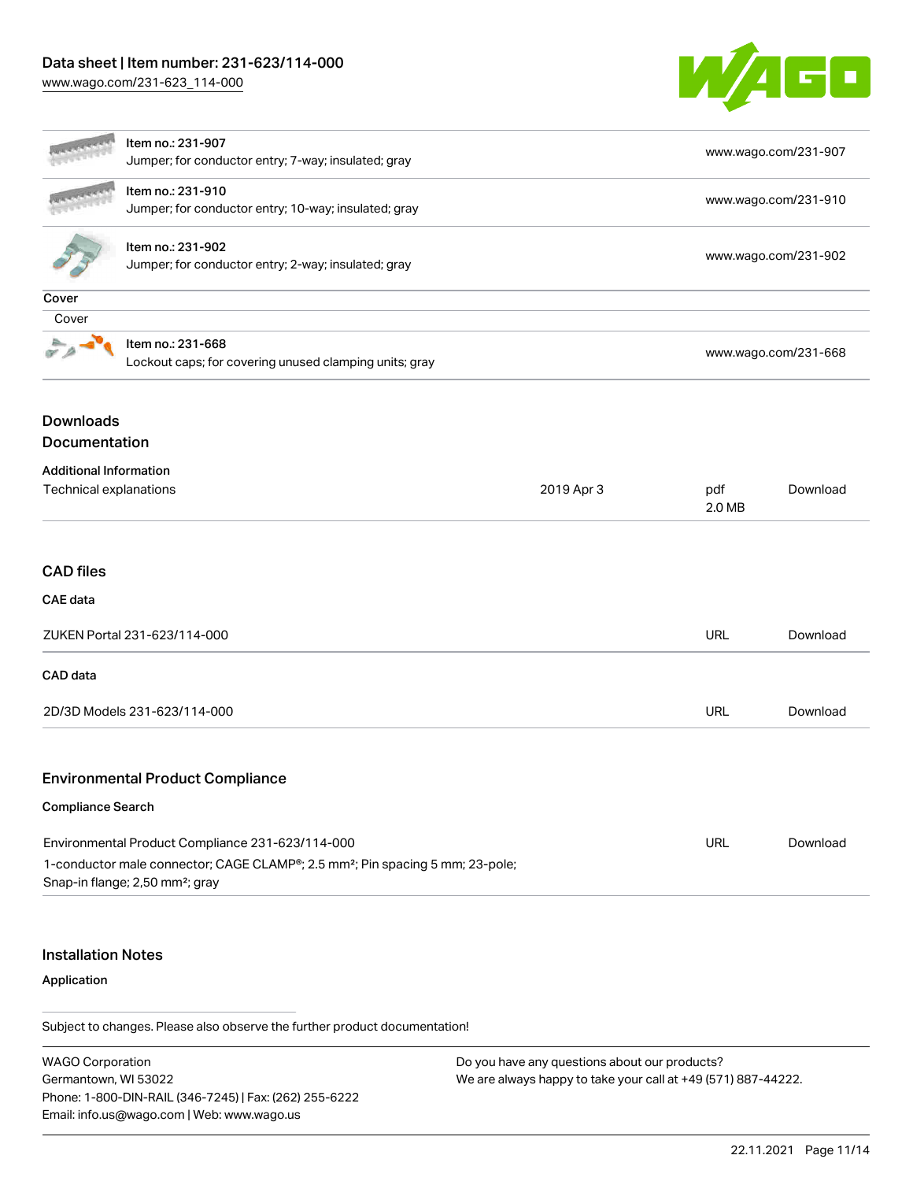| | | |
|---|---|---|
| | Item no.: 231-907<br>Jumper; for conductor entry; 7-way; insulated; gray | www.wago.com/231-907 |
| | Item no.: 231-910<br>Jumper; for conductor entry; 10-way; insulated; gray | www.wago.com/231-910 |
| | Item no.: 231-902<br>Jumper; for conductor entry; 2-way; insulated; gray | www.wago.com/231-902 |

Cover

Cover

| | | |
|---|---|---|
| | Item no.: 231-668<br>Lockout caps; for covering unused clamping units; gray | www.wago.com/231-668 |

## Downloads

### Documentation

**Additional Information**

| | | | |
|---|---|---|---|
| Technical explanations | 2019 Apr 3 | pdf<br>2.0 MB | Download |

## CAD files

**CAE data**

| | | |
|---|---|---|
| ZUKEN Portal 231-623/114-000 | URL | Download |

**CAD data**

| | | |
|---|---|---|
| 2D/3D Models 231-623/114-000 | URL | Download |

## Environmental Product Compliance

**Compliance Search**

| | | |
|---|---|---|
| Environmental Product Compliance 231-623/114-000<br>1-conductor male connector; CAGE CLAMP®; 2.5 mm²; Pin spacing 5 mm; 23-pole; Snap-in flange; 2,50 mm²; gray | URL | Download |

## Installation Notes

**Application**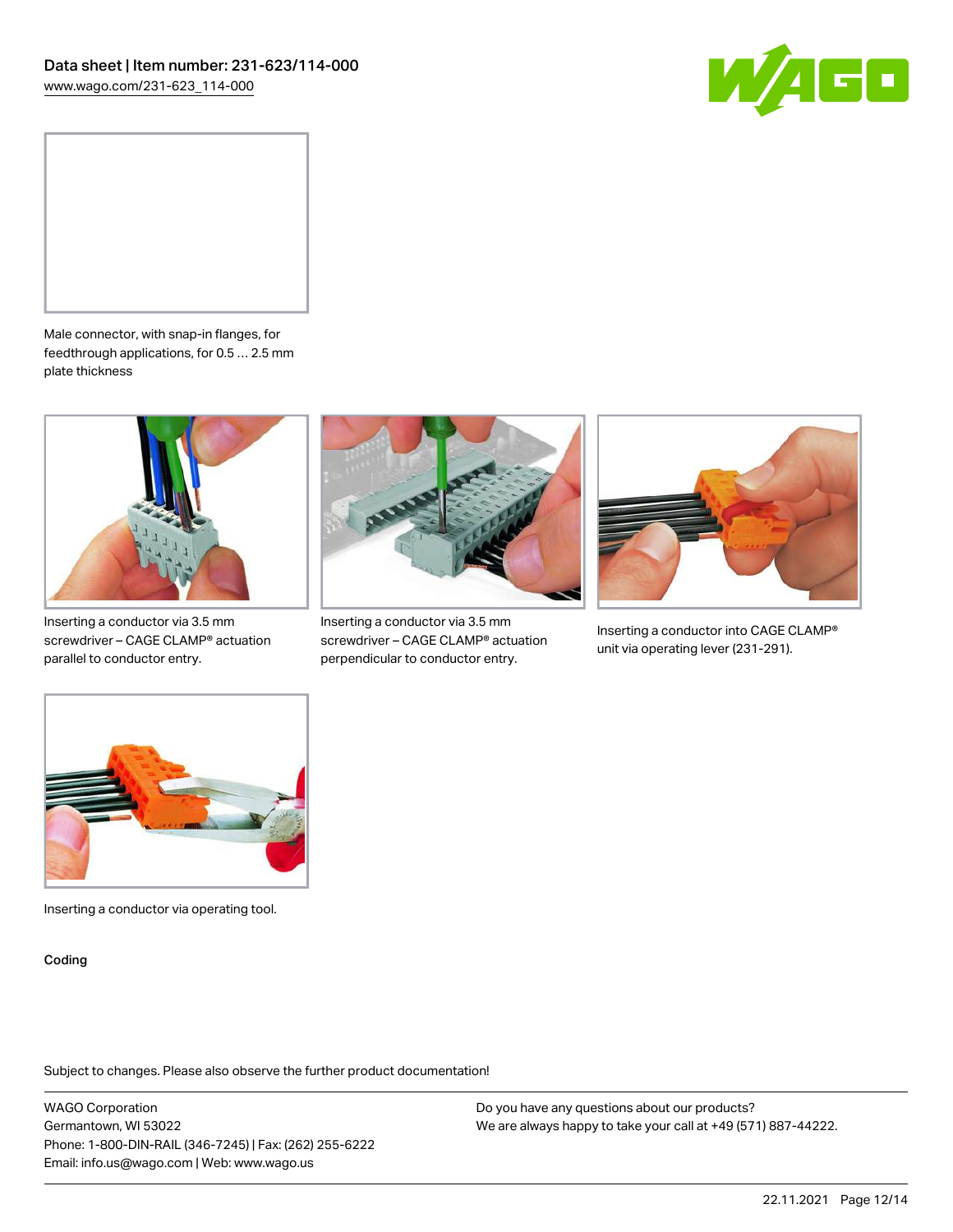Male connector, with snap-in flanges, for feedthrough applications, for 0.5 … 2.5 mm plate thickness

Inserting a conductor via 3.5 mm screwdriver – CAGE CLAMP® actuation parallel to conductor entry.

Inserting a conductor via 3.5 mm screwdriver – CAGE CLAMP® actuation perpendicular to conductor entry.

Inserting a conductor into CAGE CLAMP® unit via operating lever (231-291).

Inserting a conductor via operating tool.

Coding

Subject to changes. Please also observe the further product documentation!

WAGO Corporation
Germantown, WI 53022
Phone: 1-800-DIN-RAIL (346-7245) | Fax: (262) 255-6222
Email: info.us@wago.com | Web: www.wago.us

Do you have any questions about our products?
We are always happy to take your call at +49 (571) 887-44222.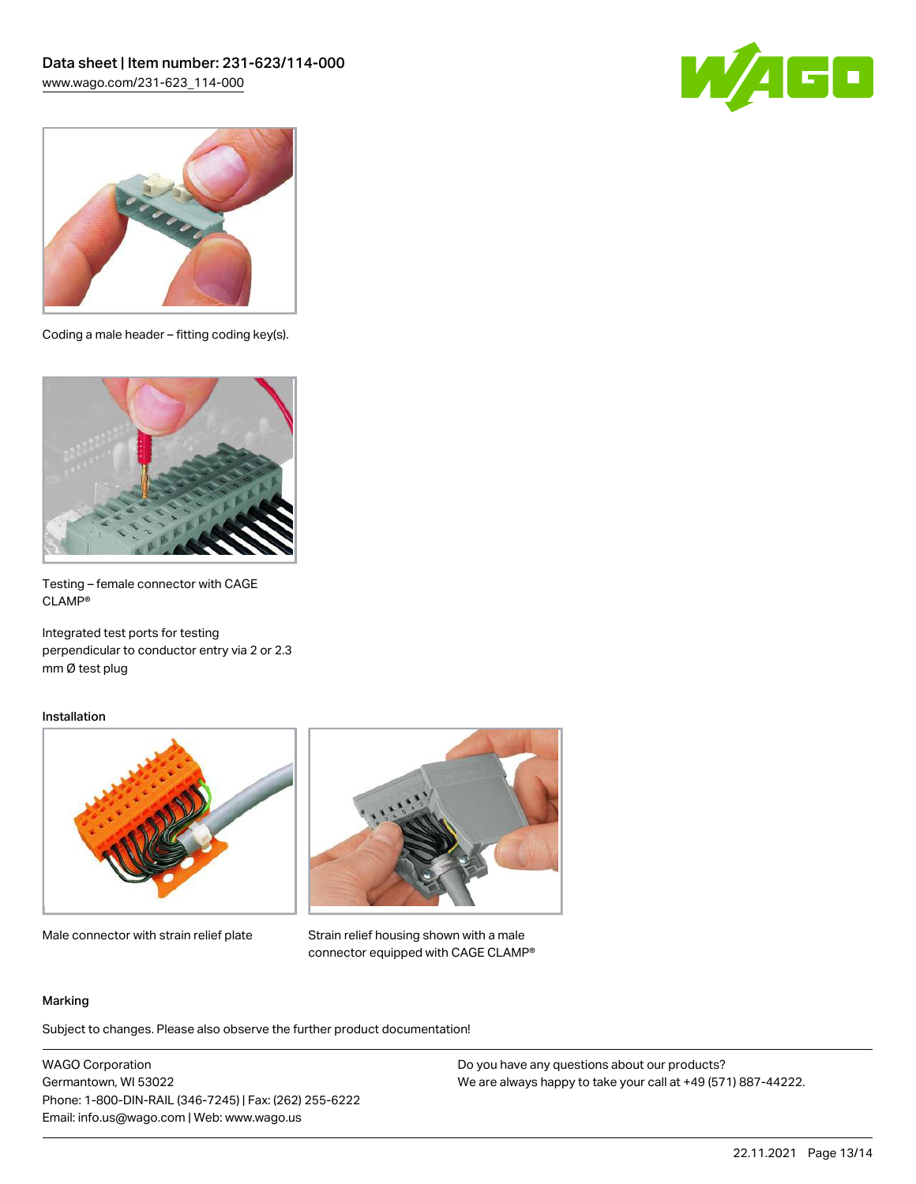Coding a male header – fitting coding key(s).

Testing – female connector with CAGE CLAMP®

Integrated test ports for testing perpendicular to conductor entry via 2 or 2.3 mm Ø test plug

## Installation

Male connector with strain relief plate

Strain relief housing shown with a male connector equipped with CAGE CLAMP®

## Marking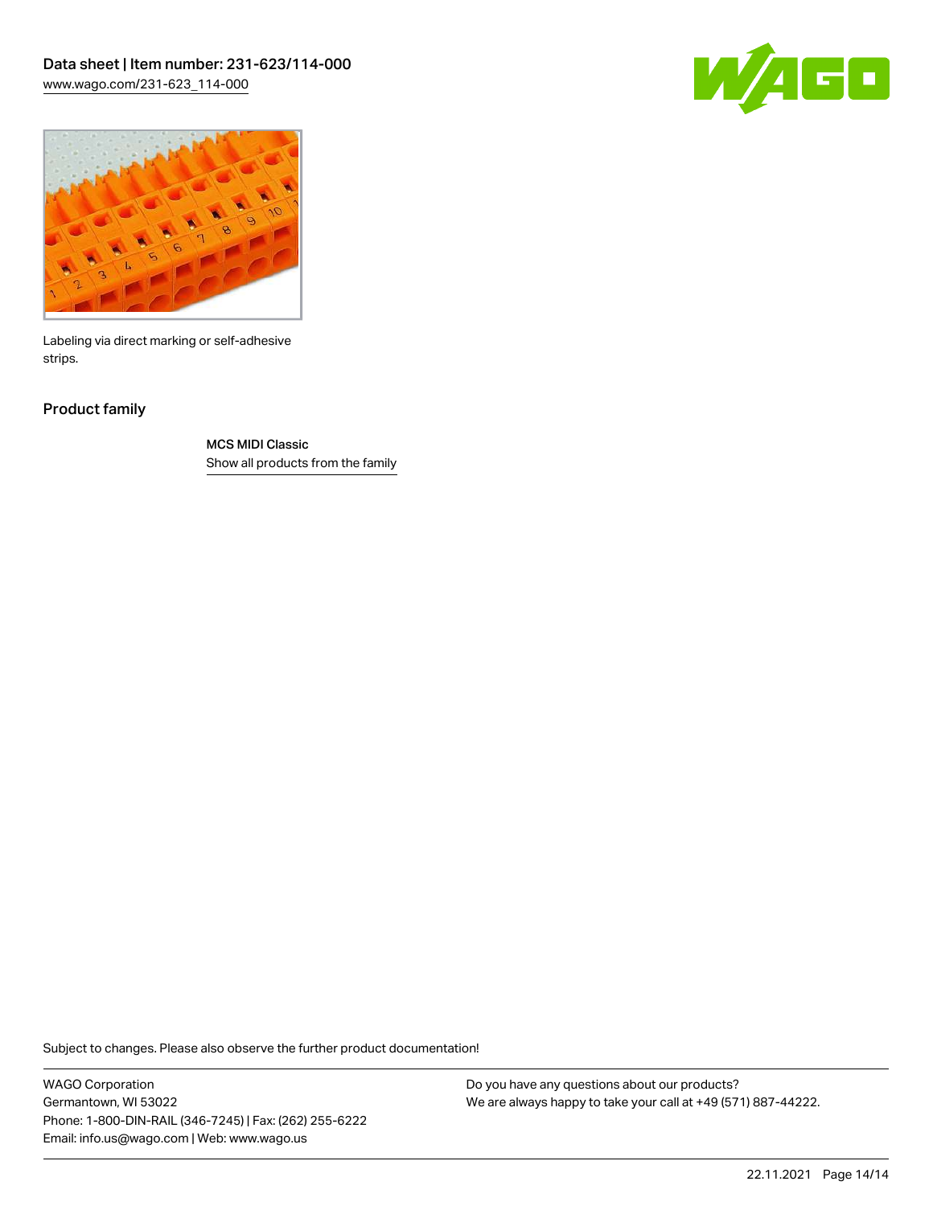Labeling via direct marking or self-adhesive strips.

## Product family

**MCS MIDI Classic**
Show all products from the family

Subject to changes. Please also observe the further product documentation!

WAGO Corporation
Germantown, WI 53022
Phone: 1-800-DIN-RAIL (346-7245) | Fax: (262) 255-6222
Email: info.us@wago.com | Web: www.wago.us

Do you have any questions about our products?
We are always happy to take your call at +49 (571) 887-44222.

22.11.2021